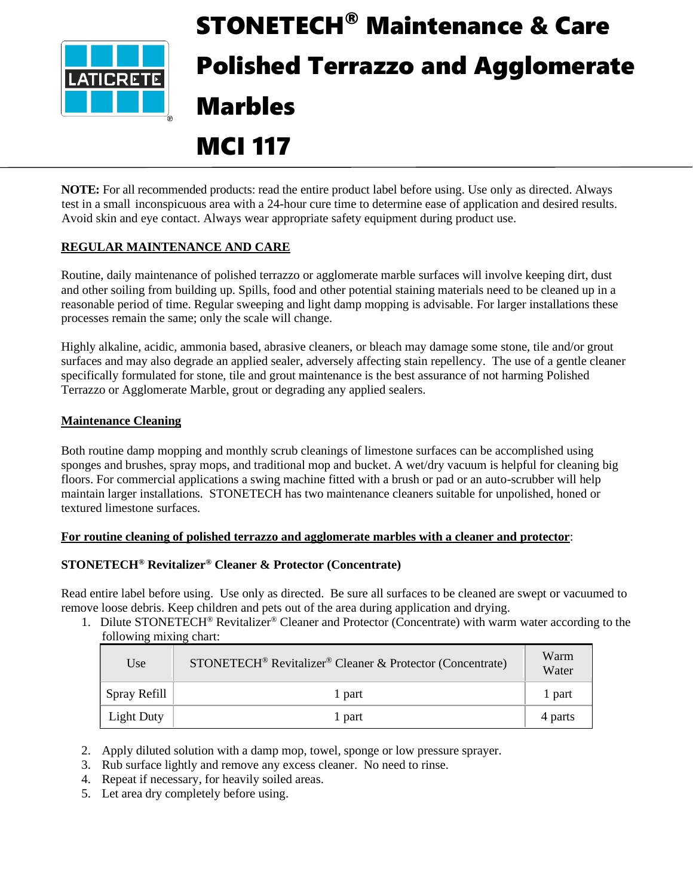# STONETECH® Maintenance & Care Polished Terrazzo and Agglomerate Marbles MCI 117

**NOTE:** For all recommended products: read the entire product label before using. Use only as directed. Always test in a small inconspicuous area with a 24-hour cure time to determine ease of application and desired results. Avoid skin and eye contact. Always wear appropriate safety equipment during product use.

## REGULAR MAINTENANCE AND CARE

Routine, daily maintenance of polished terrazzo or agglomerate marble surfaces will involve keeping dirt, dust and other soiling from building up. Spills, food and other potential staining materials need to be cleaned up in a reasonable period of time. Regular sweeping and light damp mopping is advisable. For larger installations these processes remain the same; only the scale will change.

Highly alkaline, acidic, ammonia based, abrasive cleaners, or bleach may damage some stone, tile and/or grout surfaces and may also degrade an applied sealer, adversely affecting stain repellency. The use of a gentle cleaner specifically formulated for stone, tile and grout maintenance is the best assurance of not harming Polished Terrazzo or Agglomerate Marble, grout or degrading any applied sealers.

### Maintenance Cleaning

Both routine damp mopping and monthly scrub cleanings of limestone surfaces can be accomplished using sponges and brushes, spray mops, and traditional mop and bucket. A wet/dry vacuum is helpful for cleaning big floors. For commercial applications a swing machine fitted with a brush or pad or an auto-scrubber will help maintain larger installations. STONETECH has two maintenance cleaners suitable for unpolished, honed or textured limestone surfaces.

**For routine cleaning of polished terrazzo and agglomerate marbles with a cleaner and protector**:

**STONETECH® Revitalizer® Cleaner & Protector (Concentrate)**

Read entire label before using. Use only as directed. Be sure all surfaces to be cleaned are swept or vacuumed to remove loose debris. Keep children and pets out of the area during application and drying.

1. Dilute STONETECH® Revitalizer® Cleaner and Protector (Concentrate) with warm water according to the following mixing chart:

| Use | STONETECH® Revitalizer® Cleaner & Protector (Concentrate) | Warm Water |
|---|---|---|
| Spray Refill | 1 part | 1 part |
| Light Duty | 1 part | 4 parts |

2. Apply diluted solution with a damp mop, towel, sponge or low pressure sprayer.
3. Rub surface lightly and remove any excess cleaner. No need to rinse.
4. Repeat if necessary, for heavily soiled areas.
5. Let area dry completely before using.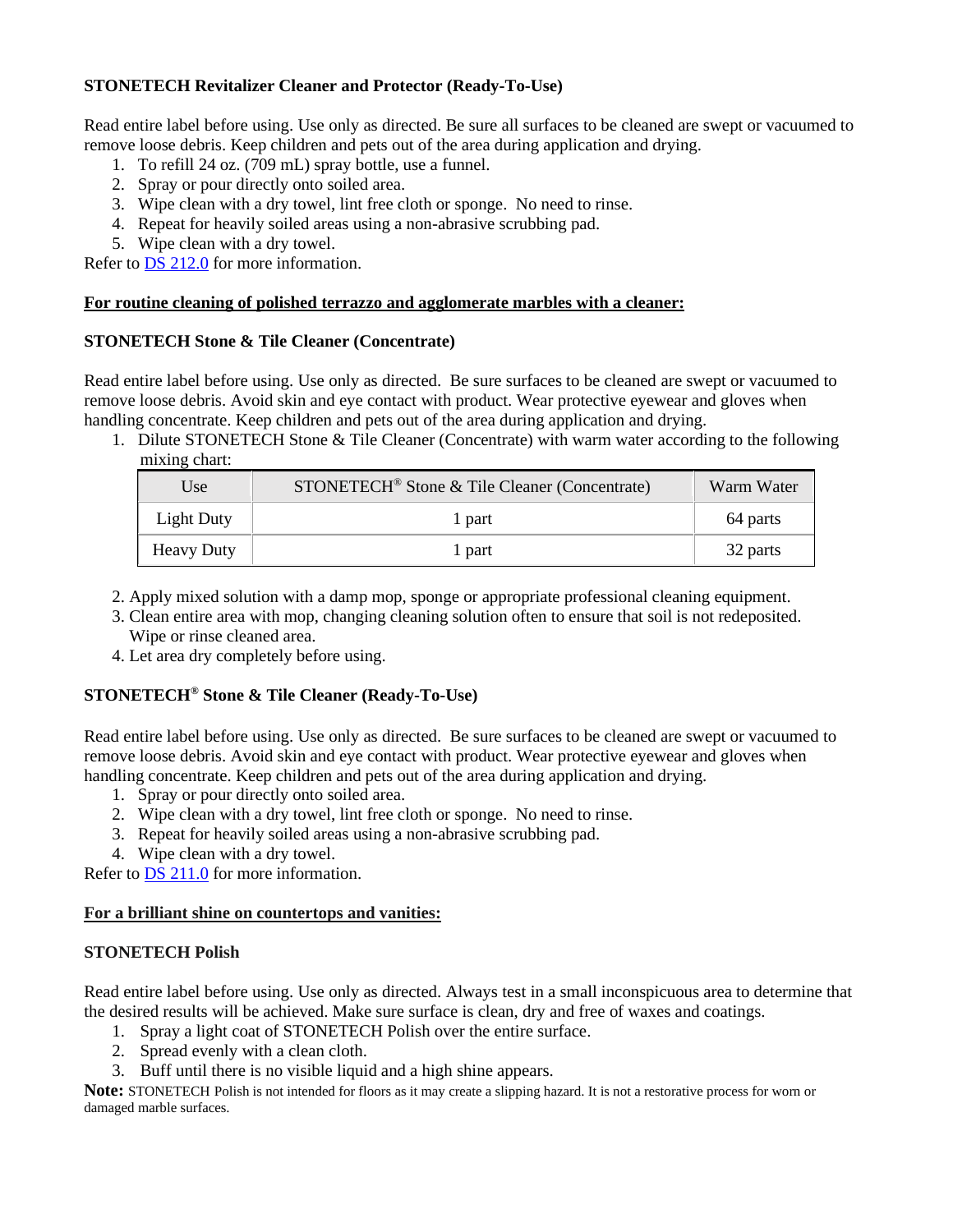**STONETECH Revitalizer Cleaner and Protector (Ready-To-Use)**

Read entire label before using. Use only as directed. Be sure all surfaces to be cleaned are swept or vacuumed to remove loose debris. Keep children and pets out of the area during application and drying.

1. To refill 24 oz. (709 mL) spray bottle, use a funnel.
2. Spray or pour directly onto soiled area.
3. Wipe clean with a dry towel, lint free cloth or sponge. No need to rinse.
4. Repeat for heavily soiled areas using a non-abrasive scrubbing pad.
5. Wipe clean with a dry towel.

Refer to [DS 212.0](DS 212.0) for more information.

**<u>For routine cleaning of polished terrazzo and agglomerate marbles with a cleaner:</u>**

**STONETECH Stone & Tile Cleaner (Concentrate)**

Read entire label before using. Use only as directed. Be sure surfaces to be cleaned are swept or vacuumed to remove loose debris. Avoid skin and eye contact with product. Wear protective eyewear and gloves when handling concentrate. Keep children and pets out of the area during application and drying.

1. Dilute STONETECH Stone & Tile Cleaner (Concentrate) with warm water according to the following mixing chart:

| Use | STONETECH® Stone & Tile Cleaner (Concentrate) | Warm Water |
|---|---|---|
| Light Duty | 1 part | 64 parts |
| Heavy Duty | 1 part | 32 parts |

2. Apply mixed solution with a damp mop, sponge or appropriate professional cleaning equipment.
3. Clean entire area with mop, changing cleaning solution often to ensure that soil is not redeposited. Wipe or rinse cleaned area.
4. Let area dry completely before using.

**STONETECH® Stone & Tile Cleaner (Ready-To-Use)**

Read entire label before using. Use only as directed. Be sure surfaces to be cleaned are swept or vacuumed to remove loose debris. Avoid skin and eye contact with product. Wear protective eyewear and gloves when handling concentrate. Keep children and pets out of the area during application and drying.

1. Spray or pour directly onto soiled area.
2. Wipe clean with a dry towel, lint free cloth or sponge. No need to rinse.
3. Repeat for heavily soiled areas using a non-abrasive scrubbing pad.
4. Wipe clean with a dry towel.

Refer to [DS 211.0](DS 211.0) for more information.

**<u>For a brilliant shine on countertops and vanities:</u>**

**STONETECH Polish**

Read entire label before using. Use only as directed. Always test in a small inconspicuous area to determine that the desired results will be achieved. Make sure surface is clean, dry and free of waxes and coatings.

1. Spray a light coat of STONETECH Polish over the entire surface.
2. Spread evenly with a clean cloth.
3. Buff until there is no visible liquid and a high shine appears.

**Note:** STONETECH Polish is not intended for floors as it may create a slipping hazard. It is not a restorative process for worn or damaged marble surfaces.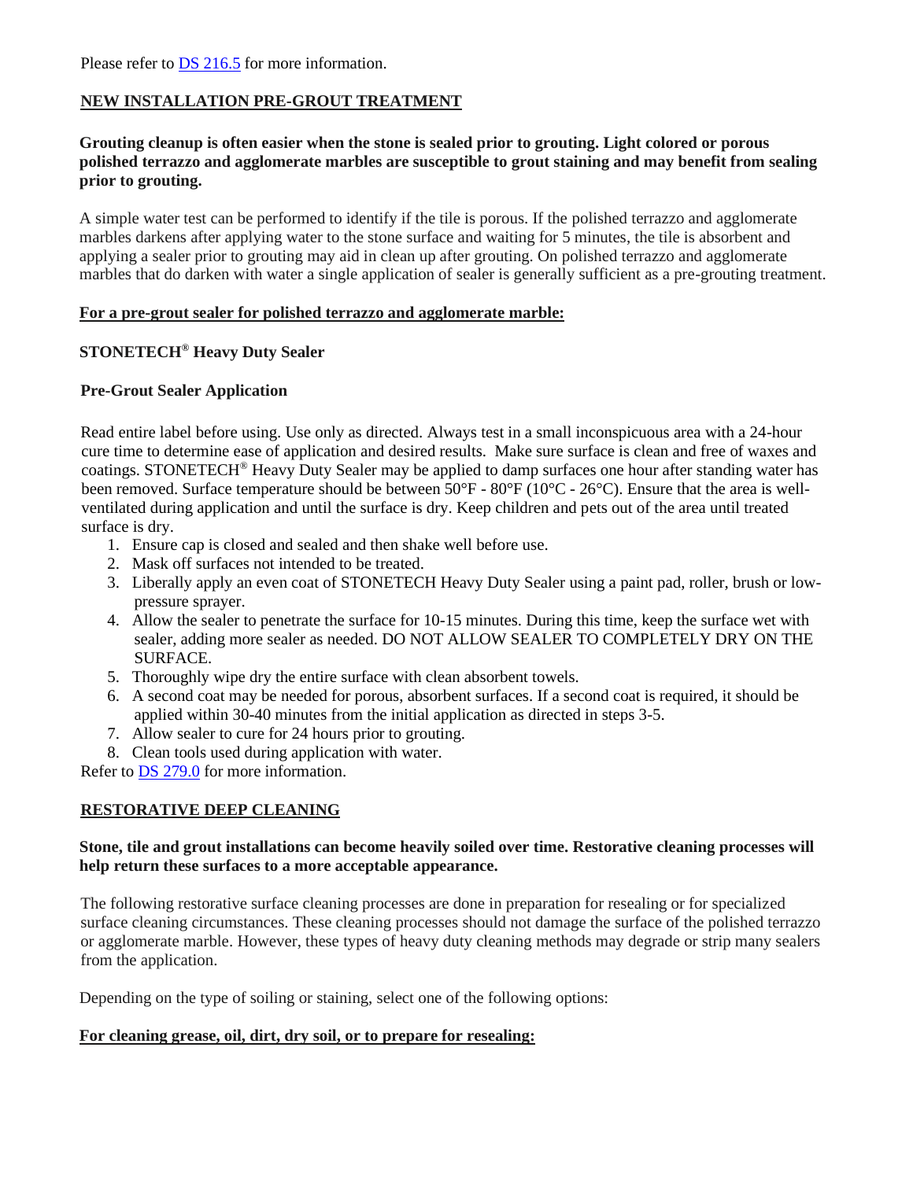Please refer to [DS 216.5](DS 216.5) for more information.

## NEW INSTALLATION PRE-GROUT TREATMENT

**Grouting cleanup is often easier when the stone is sealed prior to grouting. Light colored or porous polished terrazzo and agglomerate marbles are susceptible to grout staining and may benefit from sealing prior to grouting.**

A simple water test can be performed to identify if the tile is porous. If the polished terrazzo and agglomerate marbles darkens after applying water to the stone surface and waiting for 5 minutes, the tile is absorbent and applying a sealer prior to grouting may aid in clean up after grouting. On polished terrazzo and agglomerate marbles that do darken with water a single application of sealer is generally sufficient as a pre-grouting treatment.

### For a pre-grout sealer for polished terrazzo and agglomerate marble:

**STONETECH® Heavy Duty Sealer**

**Pre-Grout Sealer Application**

Read entire label before using. Use only as directed. Always test in a small inconspicuous area with a 24-hour cure time to determine ease of application and desired results. Make sure surface is clean and free of waxes and coatings. STONETECH® Heavy Duty Sealer may be applied to damp surfaces one hour after standing water has been removed. Surface temperature should be between 50°F - 80°F (10°C - 26°C). Ensure that the area is well-ventilated during application and until the surface is dry. Keep children and pets out of the area until treated surface is dry.

1. Ensure cap is closed and sealed and then shake well before use.
2. Mask off surfaces not intended to be treated.
3. Liberally apply an even coat of STONETECH Heavy Duty Sealer using a paint pad, roller, brush or low-pressure sprayer.
4. Allow the sealer to penetrate the surface for 10-15 minutes. During this time, keep the surface wet with sealer, adding more sealer as needed. DO NOT ALLOW SEALER TO COMPLETELY DRY ON THE SURFACE.
5. Thoroughly wipe dry the entire surface with clean absorbent towels.
6. A second coat may be needed for porous, absorbent surfaces. If a second coat is required, it should be applied within 30-40 minutes from the initial application as directed in steps 3-5.
7. Allow sealer to cure for 24 hours prior to grouting.
8. Clean tools used during application with water.

Refer to [DS 279.0](DS 279.0) for more information.

## RESTORATIVE DEEP CLEANING

**Stone, tile and grout installations can become heavily soiled over time. Restorative cleaning processes will help return these surfaces to a more acceptable appearance.**

The following restorative surface cleaning processes are done in preparation for resealing or for specialized surface cleaning circumstances. These cleaning processes should not damage the surface of the polished terrazzo or agglomerate marble. However, these types of heavy duty cleaning methods may degrade or strip many sealers from the application.

Depending on the type of soiling or staining, select one of the following options:

### For cleaning grease, oil, dirt, dry soil, or to prepare for resealing: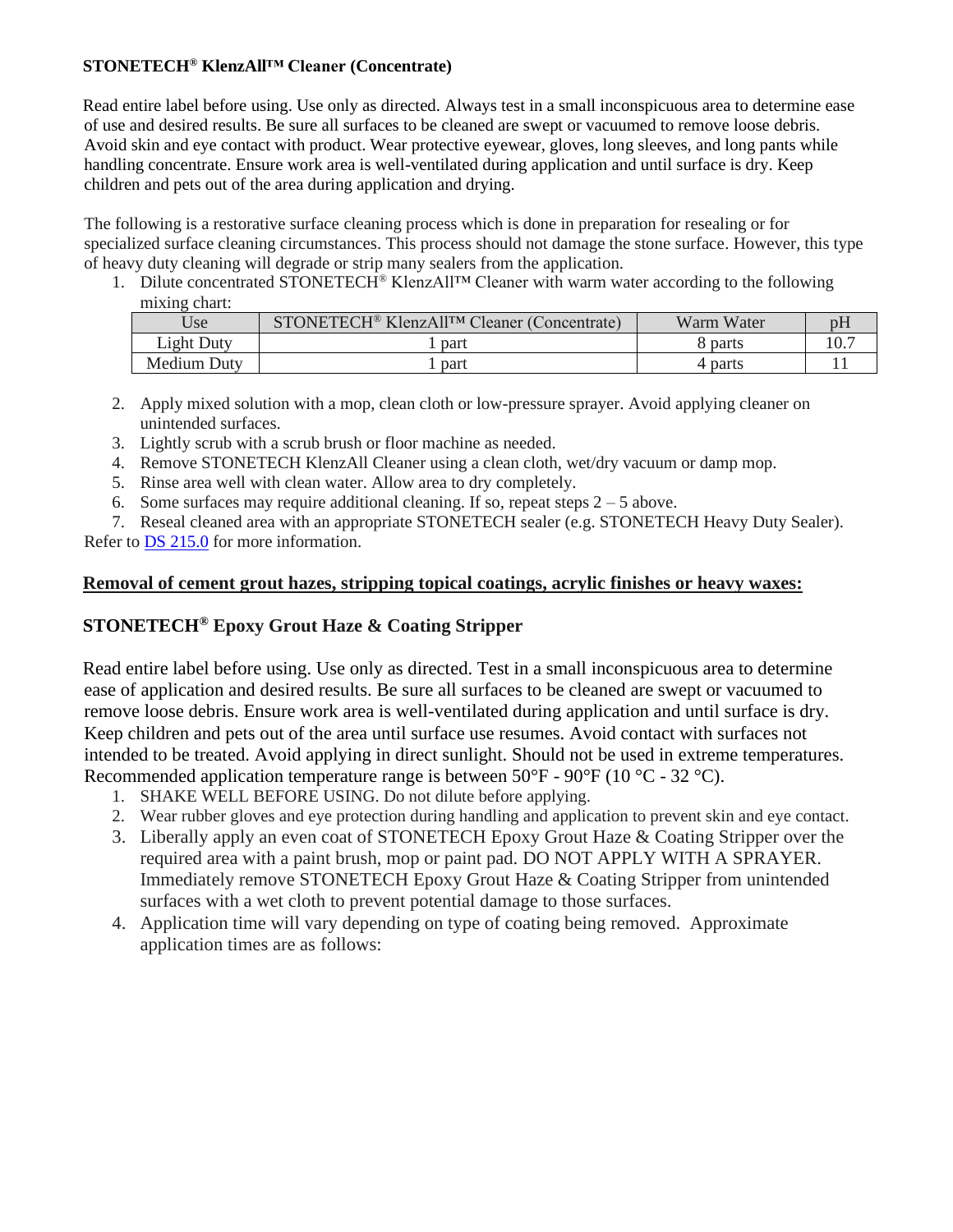**STONETECH® KlenzAll™ Cleaner (Concentrate)**

Read entire label before using. Use only as directed. Always test in a small inconspicuous area to determine ease of use and desired results. Be sure all surfaces to be cleaned are swept or vacuumed to remove loose debris. Avoid skin and eye contact with product. Wear protective eyewear, gloves, long sleeves, and long pants while handling concentrate. Ensure work area is well-ventilated during application and until surface is dry. Keep children and pets out of the area during application and drying.

The following is a restorative surface cleaning process which is done in preparation for resealing or for specialized surface cleaning circumstances. This process should not damage the stone surface. However, this type of heavy duty cleaning will degrade or strip many sealers from the application.

1. Dilute concentrated STONETECH® KlenzAll™ Cleaner with warm water according to the following mixing chart:

| Use | STONETECH® KlenzAll™ Cleaner (Concentrate) | Warm Water | pH |
|---|---|---|---|
| Light Duty | 1 part | 8 parts | 10.7 |
| Medium Duty | 1 part | 4 parts | 11 |

2. Apply mixed solution with a mop, clean cloth or low-pressure sprayer. Avoid applying cleaner on unintended surfaces.
3. Lightly scrub with a scrub brush or floor machine as needed.
4. Remove STONETECH KlenzAll Cleaner using a clean cloth, wet/dry vacuum or damp mop.
5. Rinse area well with clean water. Allow area to dry completely.
6. Some surfaces may require additional cleaning. If so, repeat steps 2 – 5 above.
7. Reseal cleaned area with an appropriate STONETECH sealer (e.g. STONETECH Heavy Duty Sealer).

Refer to DS 215.0 for more information.

## Removal of cement grout hazes, stripping topical coatings, acrylic finishes or heavy waxes:

### STONETECH® Epoxy Grout Haze & Coating Stripper

Read entire label before using. Use only as directed. Test in a small inconspicuous area to determine ease of application and desired results. Be sure all surfaces to be cleaned are swept or vacuumed to remove loose debris. Ensure work area is well-ventilated during application and until surface is dry. Keep children and pets out of the area until surface use resumes. Avoid contact with surfaces not intended to be treated. Avoid applying in direct sunlight. Should not be used in extreme temperatures. Recommended application temperature range is between 50°F - 90°F (10 °C - 32 °C).

1. SHAKE WELL BEFORE USING. Do not dilute before applying.
2. Wear rubber gloves and eye protection during handling and application to prevent skin and eye contact.
3. Liberally apply an even coat of STONETECH Epoxy Grout Haze & Coating Stripper over the required area with a paint brush, mop or paint pad. DO NOT APPLY WITH A SPRAYER. Immediately remove STONETECH Epoxy Grout Haze & Coating Stripper from unintended surfaces with a wet cloth to prevent potential damage to those surfaces.
4. Application time will vary depending on type of coating being removed. Approximate application times are as follows: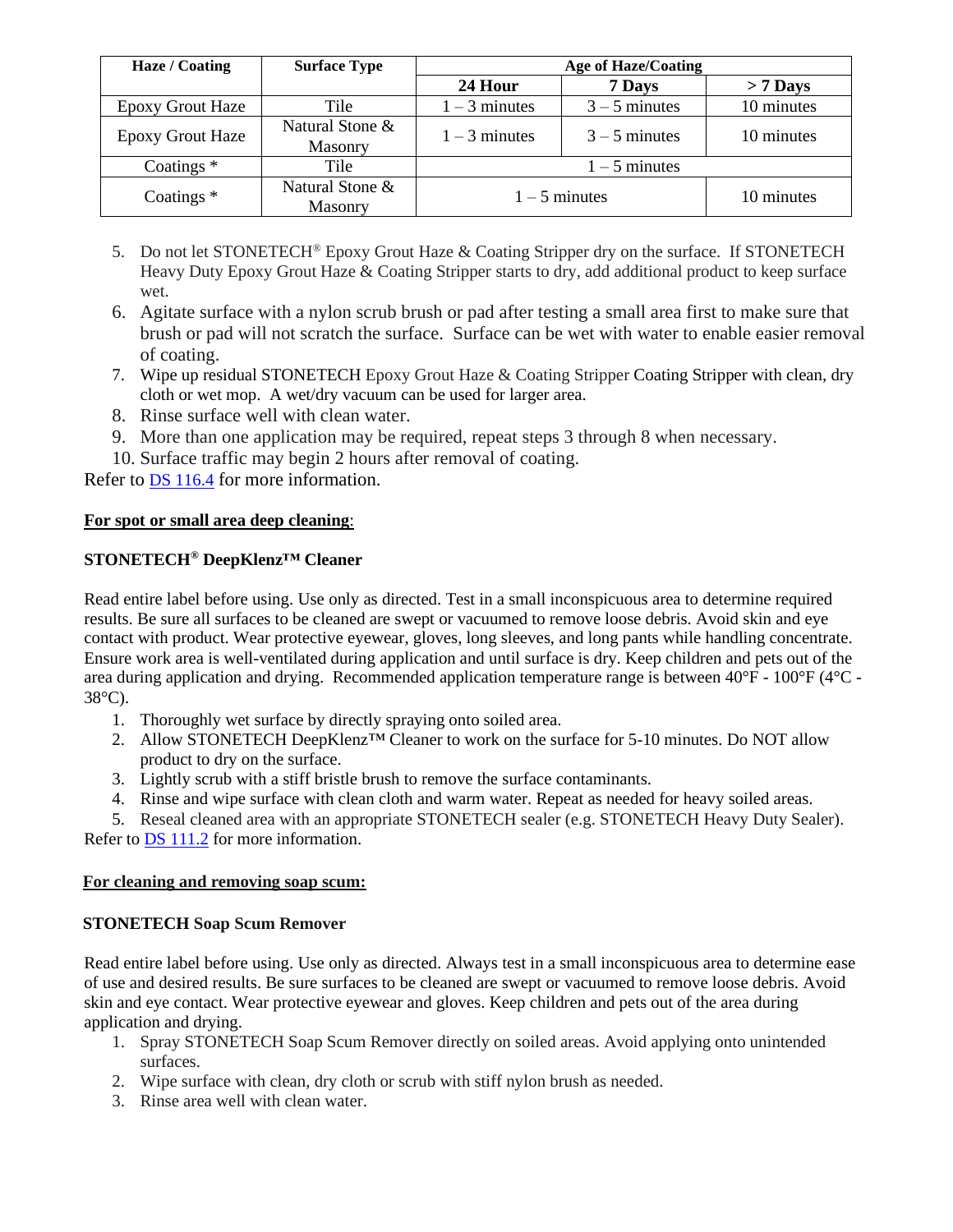| Haze / Coating | Surface Type | Age of Haze/Coating | | |
|---|---|---|---|---|
| | | 24 Hour | 7 Days | > 7 Days |
| Epoxy Grout Haze | Tile | 1 – 3 minutes | 3 – 5 minutes | 10 minutes |
| Epoxy Grout Haze | Natural Stone & Masonry | 1 – 3 minutes | 3 – 5 minutes | 10 minutes |
| Coatings * | Tile | 1 – 5 minutes | | |
| Coatings * | Natural Stone & Masonry | 1 – 5 minutes | | 10 minutes |

5. Do not let STONETECH® Epoxy Grout Haze & Coating Stripper dry on the surface. If STONETECH Heavy Duty Epoxy Grout Haze & Coating Stripper starts to dry, add additional product to keep surface wet.
6. Agitate surface with a nylon scrub brush or pad after testing a small area first to make sure that brush or pad will not scratch the surface. Surface can be wet with water to enable easier removal of coating.
7. Wipe up residual STONETECH Epoxy Grout Haze & Coating Stripper Coating Stripper with clean, dry cloth or wet mop. A wet/dry vacuum can be used for larger area.
8. Rinse surface well with clean water.
9. More than one application may be required, repeat steps 3 through 8 when necessary.
10. Surface traffic may begin 2 hours after removal of coating.

Refer to DS 116.4 for more information.

**For spot or small area deep cleaning**:

**STONETECH® DeepKlenz™ Cleaner**

Read entire label before using. Use only as directed. Test in a small inconspicuous area to determine required results. Be sure all surfaces to be cleaned are swept or vacuumed to remove loose debris. Avoid skin and eye contact with product. Wear protective eyewear, gloves, long sleeves, and long pants while handling concentrate. Ensure work area is well-ventilated during application and until surface is dry. Keep children and pets out of the area during application and drying. Recommended application temperature range is between 40°F - 100°F (4°C - 38°C).

1. Thoroughly wet surface by directly spraying onto soiled area.
2. Allow STONETECH DeepKlenz™ Cleaner to work on the surface for 5-10 minutes. Do NOT allow product to dry on the surface.
3. Lightly scrub with a stiff bristle brush to remove the surface contaminants.
4. Rinse and wipe surface with clean cloth and warm water. Repeat as needed for heavy soiled areas.
5. Reseal cleaned area with an appropriate STONETECH sealer (e.g. STONETECH Heavy Duty Sealer).

Refer to DS 111.2 for more information.

**For cleaning and removing soap scum:**

**STONETECH Soap Scum Remover**

Read entire label before using. Use only as directed. Always test in a small inconspicuous area to determine ease of use and desired results. Be sure surfaces to be cleaned are swept or vacuumed to remove loose debris. Avoid skin and eye contact. Wear protective eyewear and gloves. Keep children and pets out of the area during application and drying.

1. Spray STONETECH Soap Scum Remover directly on soiled areas. Avoid applying onto unintended surfaces.
2. Wipe surface with clean, dry cloth or scrub with stiff nylon brush as needed.
3. Rinse area well with clean water.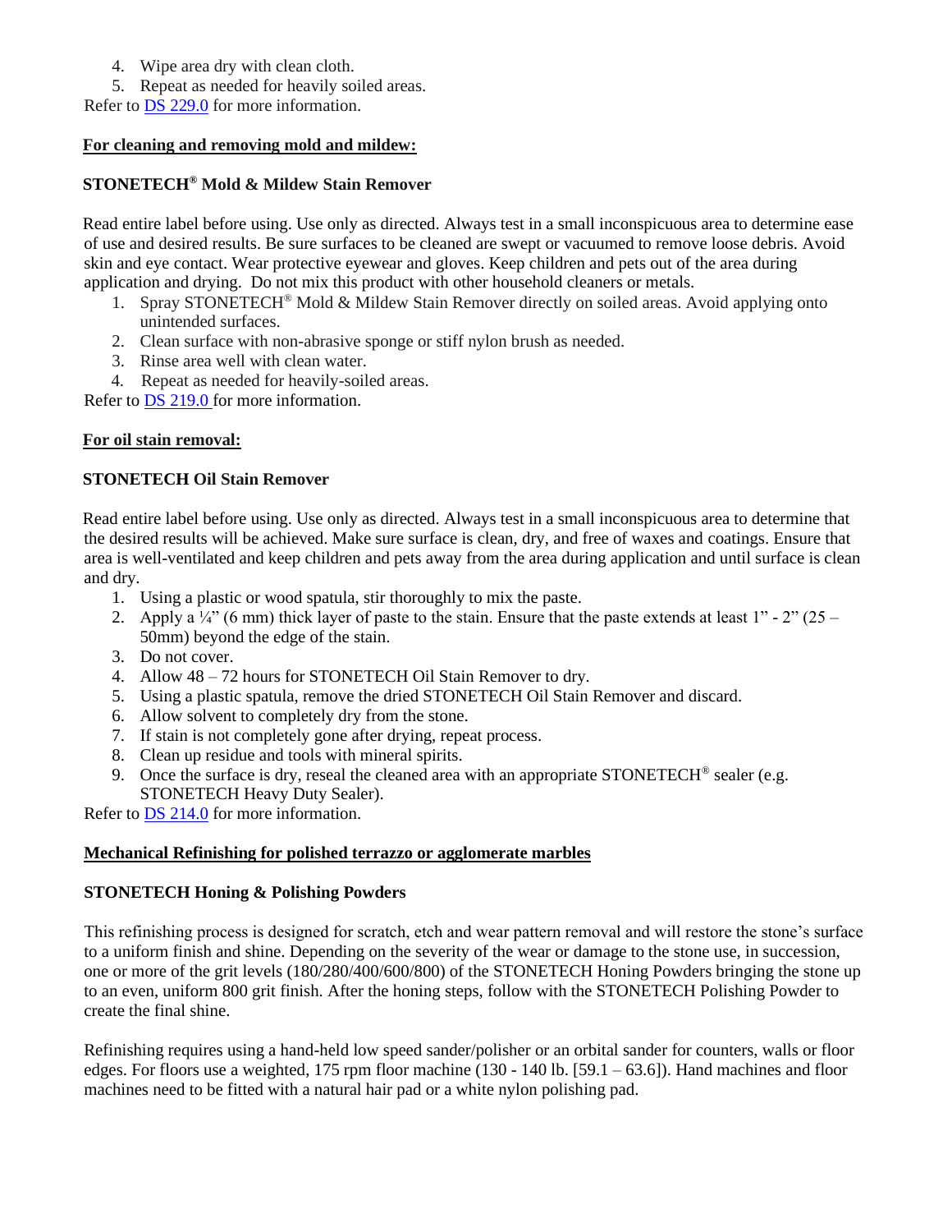4. Wipe area dry with clean cloth.
5. Repeat as needed for heavily soiled areas.

Refer to [DS 229.0](#) for more information.

**For cleaning and removing mold and mildew:**

**STONETECH® Mold & Mildew Stain Remover**

Read entire label before using. Use only as directed. Always test in a small inconspicuous area to determine ease of use and desired results. Be sure surfaces to be cleaned are swept or vacuumed to remove loose debris. Avoid skin and eye contact. Wear protective eyewear and gloves. Keep children and pets out of the area during application and drying. Do not mix this product with other household cleaners or metals.

1. Spray STONETECH® Mold & Mildew Stain Remover directly on soiled areas. Avoid applying onto unintended surfaces.
2. Clean surface with non-abrasive sponge or stiff nylon brush as needed.
3. Rinse area well with clean water.
4. Repeat as needed for heavily-soiled areas.

Refer to [DS 219.0](#) for more information.

**For oil stain removal:**

**STONETECH Oil Stain Remover**

Read entire label before using. Use only as directed. Always test in a small inconspicuous area to determine that the desired results will be achieved. Make sure surface is clean, dry, and free of waxes and coatings. Ensure that area is well-ventilated and keep children and pets away from the area during application and until surface is clean and dry.

1. Using a plastic or wood spatula, stir thoroughly to mix the paste.
2. Apply a ¼" (6 mm) thick layer of paste to the stain. Ensure that the paste extends at least 1" - 2" (25 – 50mm) beyond the edge of the stain.
3. Do not cover.
4. Allow 48 – 72 hours for STONETECH Oil Stain Remover to dry.
5. Using a plastic spatula, remove the dried STONETECH Oil Stain Remover and discard.
6. Allow solvent to completely dry from the stone.
7. If stain is not completely gone after drying, repeat process.
8. Clean up residue and tools with mineral spirits.
9. Once the surface is dry, reseal the cleaned area with an appropriate STONETECH® sealer (e.g. STONETECH Heavy Duty Sealer).

Refer to [DS 214.0](#) for more information.

**Mechanical Refinishing for polished terrazzo or agglomerate marbles**

**STONETECH Honing & Polishing Powders**

This refinishing process is designed for scratch, etch and wear pattern removal and will restore the stone's surface to a uniform finish and shine. Depending on the severity of the wear or damage to the stone use, in succession, one or more of the grit levels (180/280/400/600/800) of the STONETECH Honing Powders bringing the stone up to an even, uniform 800 grit finish. After the honing steps, follow with the STONETECH Polishing Powder to create the final shine.

Refinishing requires using a hand-held low speed sander/polisher or an orbital sander for counters, walls or floor edges. For floors use a weighted, 175 rpm floor machine (130 - 140 lb. [59.1 – 63.6]). Hand machines and floor machines need to be fitted with a natural hair pad or a white nylon polishing pad.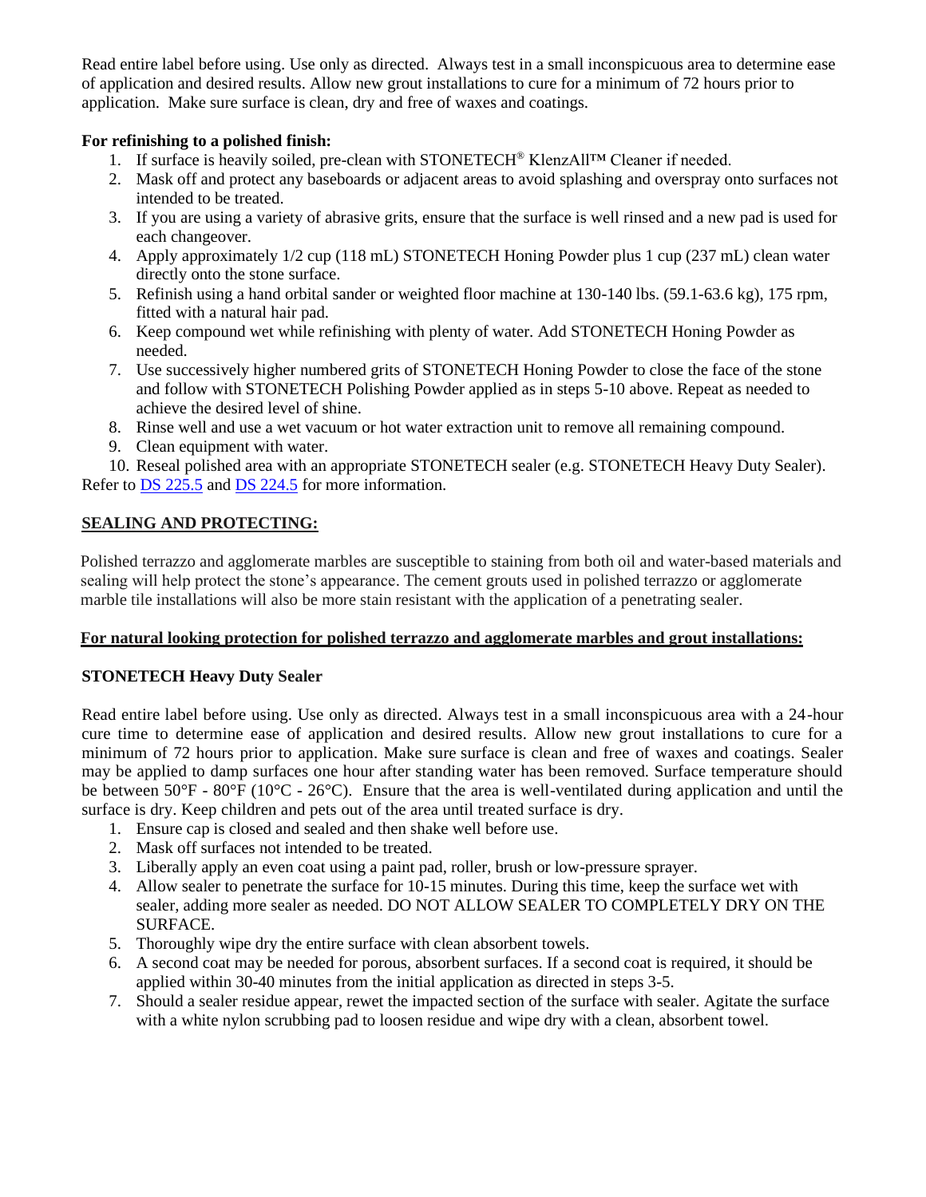Read entire label before using. Use only as directed. Always test in a small inconspicuous area to determine ease of application and desired results. Allow new grout installations to cure for a minimum of 72 hours prior to application. Make sure surface is clean, dry and free of waxes and coatings.

**For refinishing to a polished finish:**

1. If surface is heavily soiled, pre-clean with STONETECH® KlenzAll™ Cleaner if needed.
2. Mask off and protect any baseboards or adjacent areas to avoid splashing and overspray onto surfaces not intended to be treated.
3. If you are using a variety of abrasive grits, ensure that the surface is well rinsed and a new pad is used for each changeover.
4. Apply approximately 1/2 cup (118 mL) STONETECH Honing Powder plus 1 cup (237 mL) clean water directly onto the stone surface.
5. Refinish using a hand orbital sander or weighted floor machine at 130-140 lbs. (59.1-63.6 kg), 175 rpm, fitted with a natural hair pad.
6. Keep compound wet while refinishing with plenty of water. Add STONETECH Honing Powder as needed.
7. Use successively higher numbered grits of STONETECH Honing Powder to close the face of the stone and follow with STONETECH Polishing Powder applied as in steps 5-10 above. Repeat as needed to achieve the desired level of shine.
8. Rinse well and use a wet vacuum or hot water extraction unit to remove all remaining compound.
9. Clean equipment with water.
10. Reseal polished area with an appropriate STONETECH sealer (e.g. STONETECH Heavy Duty Sealer).

Refer to DS 225.5 and DS 224.5 for more information.

## SEALING AND PROTECTING:

Polished terrazzo and agglomerate marbles are susceptible to staining from both oil and water-based materials and sealing will help protect the stone's appearance. The cement grouts used in polished terrazzo or agglomerate marble tile installations will also be more stain resistant with the application of a penetrating sealer.

### For natural looking protection for polished terrazzo and agglomerate marbles and grout installations:

**STONETECH Heavy Duty Sealer**

Read entire label before using. Use only as directed. Always test in a small inconspicuous area with a 24-hour cure time to determine ease of application and desired results. Allow new grout installations to cure for a minimum of 72 hours prior to application. Make sure surface is clean and free of waxes and coatings. Sealer may be applied to damp surfaces one hour after standing water has been removed. Surface temperature should be between 50°F - 80°F (10°C - 26°C). Ensure that the area is well-ventilated during application and until the surface is dry. Keep children and pets out of the area until treated surface is dry.

1. Ensure cap is closed and sealed and then shake well before use.
2. Mask off surfaces not intended to be treated.
3. Liberally apply an even coat using a paint pad, roller, brush or low-pressure sprayer.
4. Allow sealer to penetrate the surface for 10-15 minutes. During this time, keep the surface wet with sealer, adding more sealer as needed. DO NOT ALLOW SEALER TO COMPLETELY DRY ON THE SURFACE.
5. Thoroughly wipe dry the entire surface with clean absorbent towels.
6. A second coat may be needed for porous, absorbent surfaces. If a second coat is required, it should be applied within 30-40 minutes from the initial application as directed in steps 3-5.
7. Should a sealer residue appear, rewet the impacted section of the surface with sealer. Agitate the surface with a white nylon scrubbing pad to loosen residue and wipe dry with a clean, absorbent towel.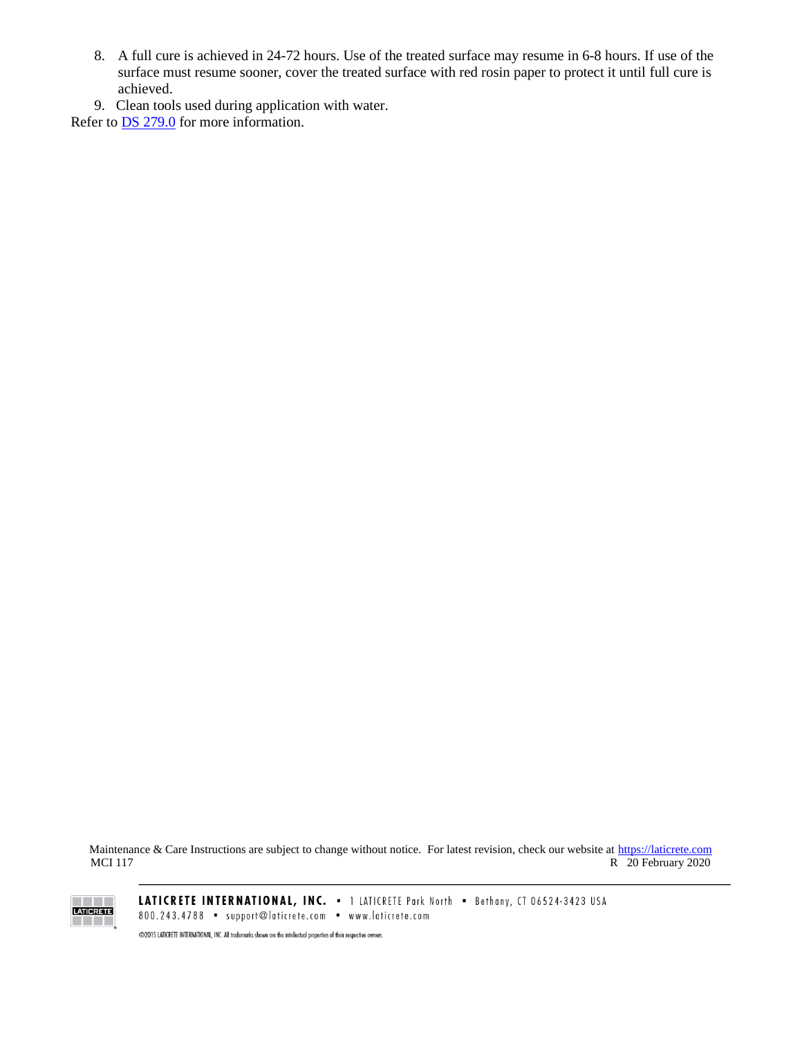8. A full cure is achieved in 24-72 hours. Use of the treated surface may resume in 6-8 hours. If use of the surface must resume sooner, cover the treated surface with red rosin paper to protect it until full cure is achieved.
9. Clean tools used during application with water.

Refer to DS 279.0 for more information.

Maintenance & Care Instructions are subject to change without notice. For latest revision, check our website at https://laticrete.com

MCI 117 R 20 February 2020

**LATICRETE INTERNATIONAL, INC.** ▪ 1 LATICRETE Park North ▪ Bethany, CT 06524-3423 USA
800.243.4788 ▪ support@laticrete.com ▪ www.laticrete.com

©2015 LATICRETE INTERNATIONAL, INC. All trademarks shown are the intellectual properties of their respective owners.